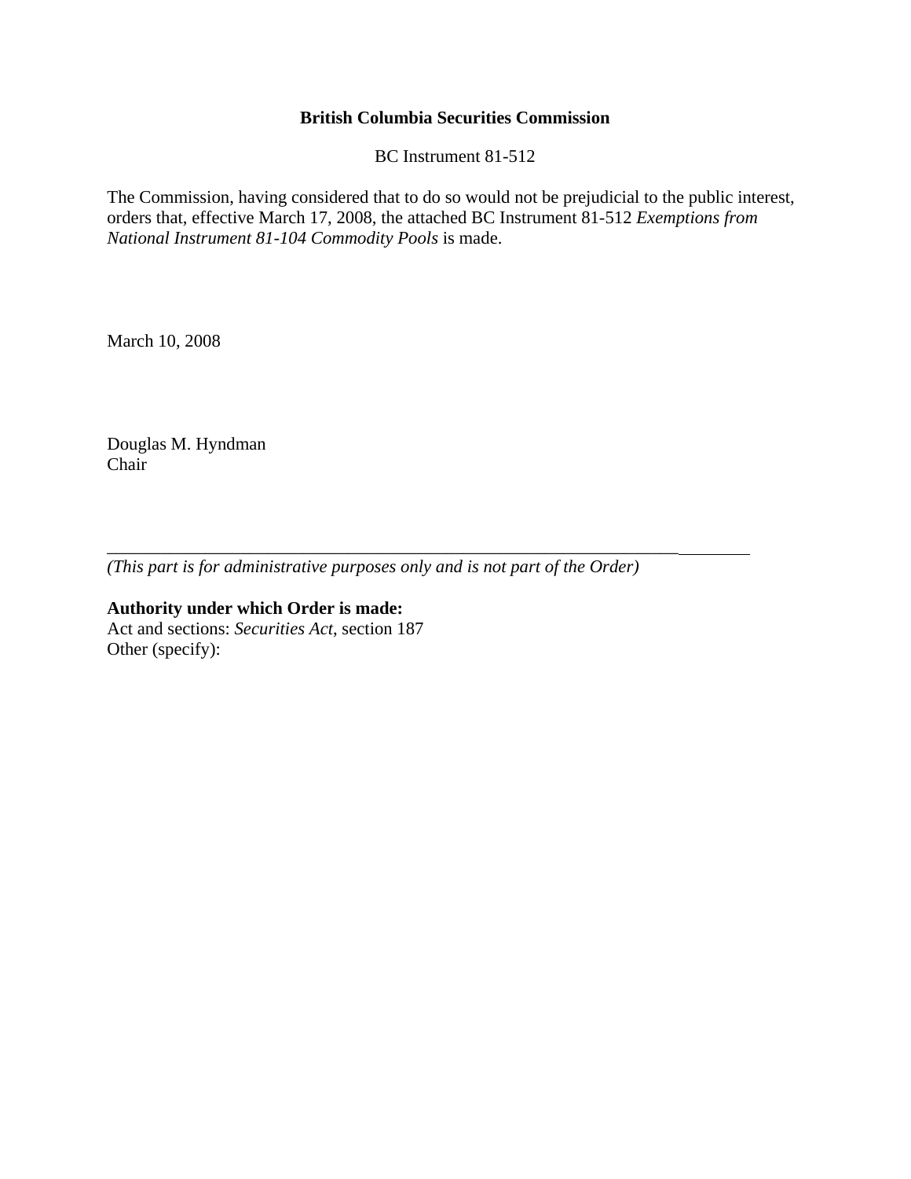**British Columbia Securities Commission**

BC Instrument 81-512

The Commission, having considered that to do so would not be prejudicial to the public interest, orders that, effective March 17, 2008, the attached BC Instrument 81-512 *Exemptions from National Instrument 81-104 Commodity Pools* is made.

March 10, 2008

Douglas M. Hyndman
Chair

---

*(This part is for administrative purposes only and is not part of the Order)*

**Authority under which Order is made:**
Act and sections: *Securities Act*, section 187
Other (specify):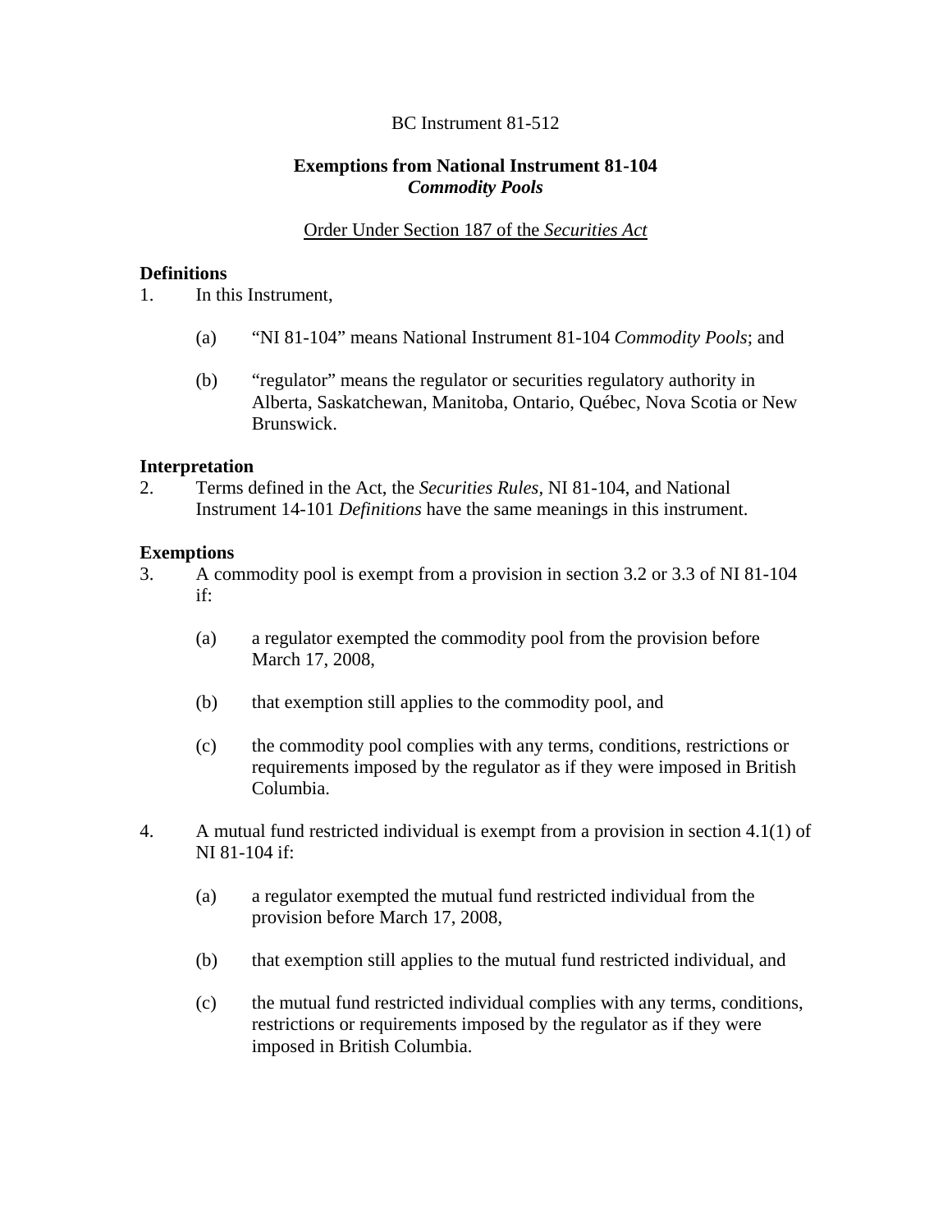BC Instrument 81-512

**Exemptions from National Instrument 81-104**
***Commodity Pools***

Order Under Section 187 of the *Securities Act*

**Definitions**

1. In this Instrument,

   (a) "NI 81-104" means National Instrument 81-104 *Commodity Pools*; and

   (b) "regulator" means the regulator or securities regulatory authority in Alberta, Saskatchewan, Manitoba, Ontario, Québec, Nova Scotia or New Brunswick.

**Interpretation**

2. Terms defined in the Act, the *Securities Rules*, NI 81-104, and National Instrument 14-101 *Definitions* have the same meanings in this instrument.

**Exemptions**

3. A commodity pool is exempt from a provision in section 3.2 or 3.3 of NI 81-104 if:

   (a) a regulator exempted the commodity pool from the provision before March 17, 2008,

   (b) that exemption still applies to the commodity pool, and

   (c) the commodity pool complies with any terms, conditions, restrictions or requirements imposed by the regulator as if they were imposed in British Columbia.

4. A mutual fund restricted individual is exempt from a provision in section 4.1(1) of NI 81-104 if:

   (a) a regulator exempted the mutual fund restricted individual from the provision before March 17, 2008,

   (b) that exemption still applies to the mutual fund restricted individual, and

   (c) the mutual fund restricted individual complies with any terms, conditions, restrictions or requirements imposed by the regulator as if they were imposed in British Columbia.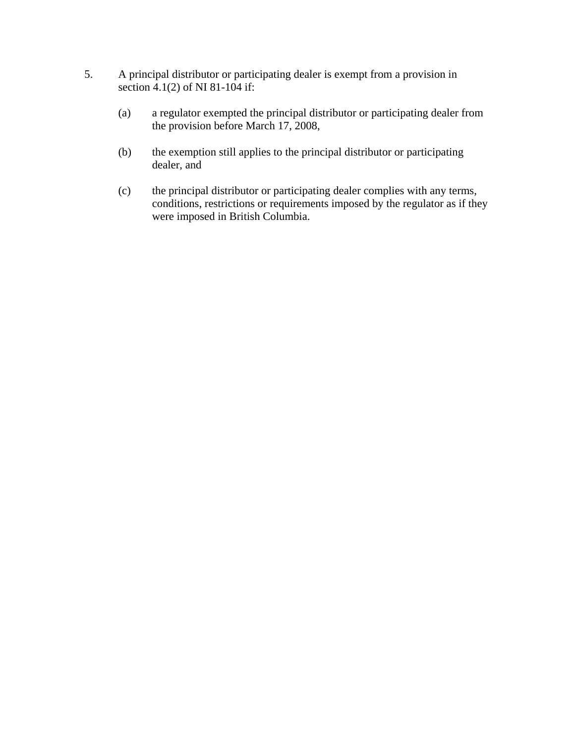5. A principal distributor or participating dealer is exempt from a provision in section 4.1(2) of NI 81-104 if:

   (a) a regulator exempted the principal distributor or participating dealer from the provision before March 17, 2008,

   (b) the exemption still applies to the principal distributor or participating dealer, and

   (c) the principal distributor or participating dealer complies with any terms, conditions, restrictions or requirements imposed by the regulator as if they were imposed in British Columbia.